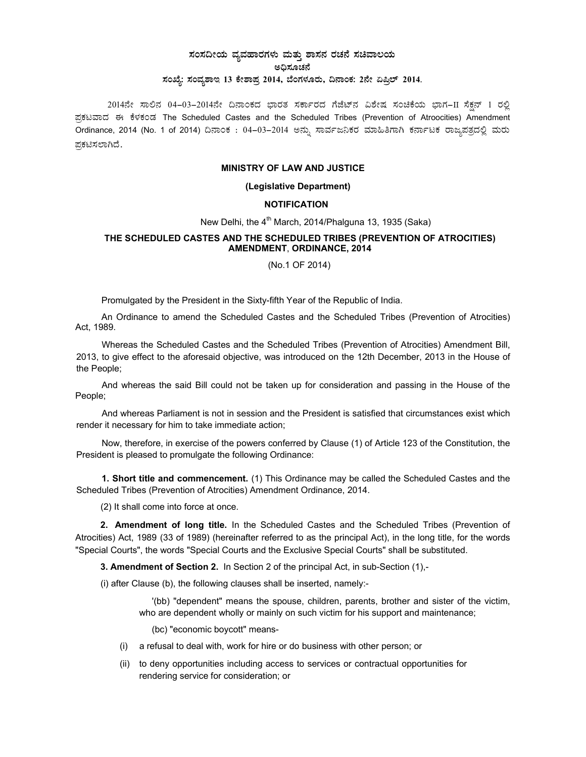**ಸಂಸದೀಯ ವ್ಯವಹಾರಗಳು ಮತ್ತು ಶಾಸನ ರಚನೆ ಸಚಿವಾಲಯ**

**ಅಧಿಸೂಚನೆ**

**ಸಂಖ್ಯೆ: ಸಂವ್ಯಶಾಇ 13 ಕೇಶಾಪ್ರ 2014, ಬೆಂಗಳೂರು, ದಿನಾಂಕ: 2ನೇ ಏಪ್ರಿಲ್ 2014.**

2014ನೇ ಸಾಲಿನ 04–03–2014ನೇ ದಿನಾಂಕದ ಭಾರತ ಸರ್ಕಾರದ ಗೆಜೆಟ್‌ನ ವಿಶೇಷ ಸಂಚಿಕೆಯ ಭಾಗ–II ಸೆಕ್ಷನ್ 1 ರಲ್ಲಿ ಪ್ರಕಟವಾದ ಈ ಕೆಳಕಂಡ The Scheduled Castes and the Scheduled Tribes (Prevention of Atroocities) Amendment Ordinance, 2014 (No. 1 of 2014) ದಿನಾಂಕ : 04–03–2014 ಅನ್ನು ಸಾರ್ವಜನಿಕರ ಮಾಹಿತಿಗಾಗಿ ಕರ್ನಾಟಕ ರಾಜ್ಯಪತ್ರದಲ್ಲಿ ಮರು ಪ್ರಕಟಿಸಲಾಗಿದೆ.

**MINISTRY OF LAW AND JUSTICE**

**(Legislative Department)**

**NOTIFICATION**

New Delhi, the 4th March, 2014/Phalguna 13, 1935 (Saka)

**THE SCHEDULED CASTES AND THE SCHEDULED TRIBES (PREVENTION OF ATROCITIES) AMENDMENT, ORDINANCE, 2014**

(No.1 OF 2014)

Promulgated by the President in the Sixty-fifth Year of the Republic of India.

An Ordinance to amend the Scheduled Castes and the Scheduled Tribes (Prevention of Atrocities) Act, 1989.

Whereas the Scheduled Castes and the Scheduled Tribes (Prevention of Atrocities) Amendment Bill, 2013, to give effect to the aforesaid objective, was introduced on the 12th December, 2013 in the House of the People;

And whereas the said Bill could not be taken up for consideration and passing in the House of the People;

And whereas Parliament is not in session and the President is satisfied that circumstances exist which render it necessary for him to take immediate action;

Now, therefore, in exercise of the powers conferred by Clause (1) of Article 123 of the Constitution, the President is pleased to promulgate the following Ordinance:

**1. Short title and commencement.** (1) This Ordinance may be called the Scheduled Castes and the Scheduled Tribes (Prevention of Atrocities) Amendment Ordinance, 2014.

(2) It shall come into force at once.

**2. Amendment of long title.** In the Scheduled Castes and the Scheduled Tribes (Prevention of Atrocities) Act, 1989 (33 of 1989) (hereinafter referred to as the principal Act), in the long title, for the words "Special Courts", the words "Special Courts and the Exclusive Special Courts" shall be substituted.

**3. Amendment of Section 2.** In Section 2 of the principal Act, in sub-Section (1),-

(i) after Clause (b), the following clauses shall be inserted, namely:-

'(bb) "dependent" means the spouse, children, parents, brother and sister of the victim, who are dependent wholly or mainly on such victim for his support and maintenance;

(bc) "economic boycott" means-

(i) a refusal to deal with, work for hire or do business with other person; or

(ii) to deny opportunities including access to services or contractual opportunities for rendering service for consideration; or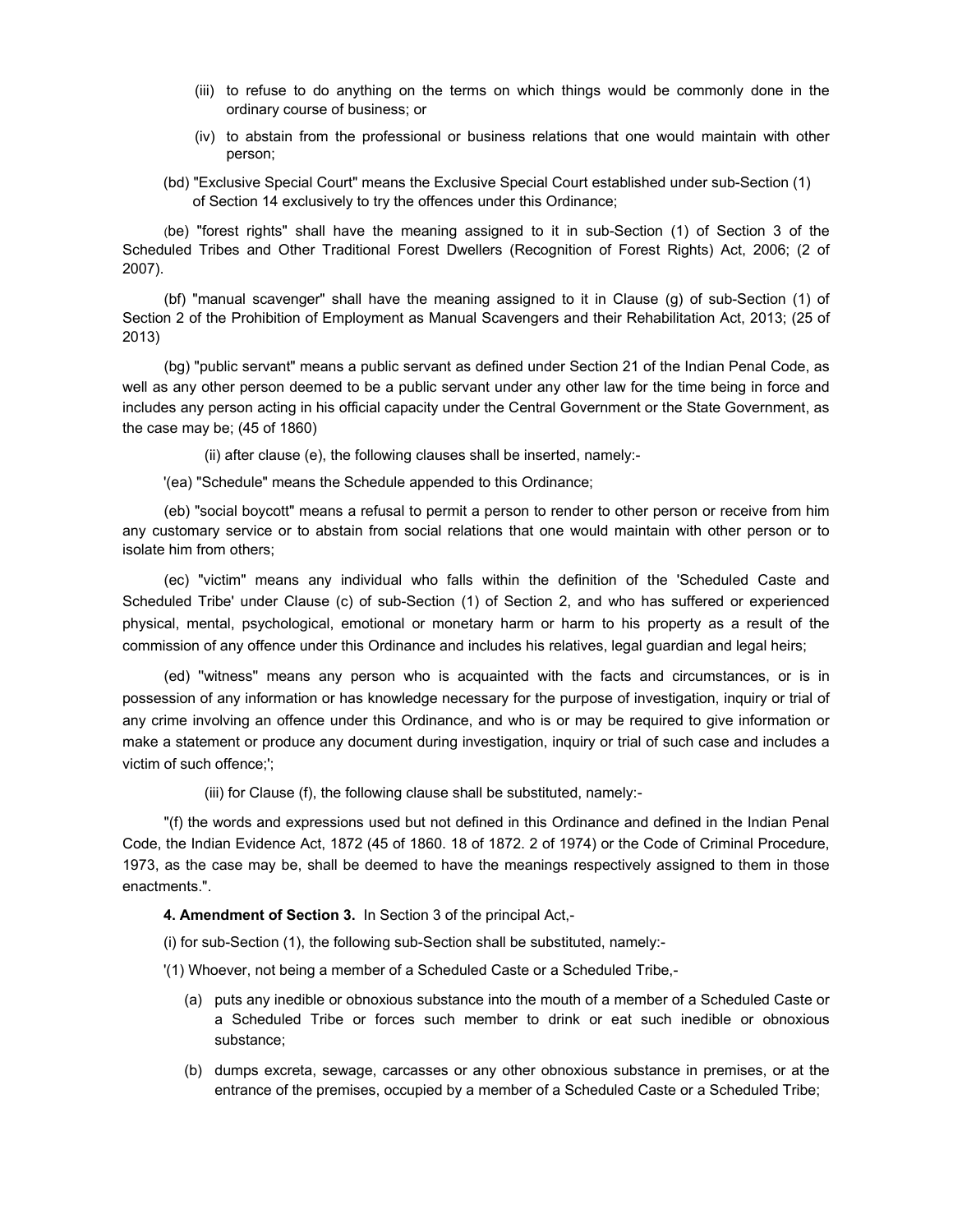(iii) to refuse to do anything on the terms on which things would be commonly done in the ordinary course of business; or

(iv) to abstain from the professional or business relations that one would maintain with other person;

(bd) "Exclusive Special Court" means the Exclusive Special Court established under sub-Section (1) of Section 14 exclusively to try the offences under this Ordinance;

(be) "forest rights" shall have the meaning assigned to it in sub-Section (1) of Section 3 of the Scheduled Tribes and Other Traditional Forest Dwellers (Recognition of Forest Rights) Act, 2006; (2 of 2007).

(bf) "manual scavenger" shall have the meaning assigned to it in Clause (g) of sub-Section (1) of Section 2 of the Prohibition of Employment as Manual Scavengers and their Rehabilitation Act, 2013; (25 of 2013)

(bg) "public servant" means a public servant as defined under Section 21 of the Indian Penal Code, as well as any other person deemed to be a public servant under any other law for the time being in force and includes any person acting in his official capacity under the Central Government or the State Government, as the case may be; (45 of 1860)

(ii) after clause (e), the following clauses shall be inserted, namely:-

'(ea) "Schedule" means the Schedule appended to this Ordinance;

(eb) "social boycott" means a refusal to permit a person to render to other person or receive from him any customary service or to abstain from social relations that one would maintain with other person or to isolate him from others;

(ec) "victim" means any individual who falls within the definition of the 'Scheduled Caste and Scheduled Tribe' under Clause (c) of sub-Section (1) of Section 2, and who has suffered or experienced physical, mental, psychological, emotional or monetary harm or harm to his property as a result of the commission of any offence under this Ordinance and includes his relatives, legal guardian and legal heirs;

(ed) "witness" means any person who is acquainted with the facts and circumstances, or is in possession of any information or has knowledge necessary for the purpose of investigation, inquiry or trial of any crime involving an offence under this Ordinance, and who is or may be required to give information or make a statement or produce any document during investigation, inquiry or trial of such case and includes a victim of such offence;';

(iii) for Clause (f), the following clause shall be substituted, namely:-

"(f) the words and expressions used but not defined in this Ordinance and defined in the Indian Penal Code, the Indian Evidence Act, 1872 (45 of 1860. 18 of 1872. 2 of 1974) or the Code of Criminal Procedure, 1973, as the case may be, shall be deemed to have the meanings respectively assigned to them in those enactments.".

**4. Amendment of Section 3.** In Section 3 of the principal Act,-

(i) for sub-Section (1), the following sub-Section shall be substituted, namely:-

'(1) Whoever, not being a member of a Scheduled Caste or a Scheduled Tribe,-

(a) puts any inedible or obnoxious substance into the mouth of a member of a Scheduled Caste or a Scheduled Tribe or forces such member to drink or eat such inedible or obnoxious substance;

(b) dumps excreta, sewage, carcasses or any other obnoxious substance in premises, or at the entrance of the premises, occupied by a member of a Scheduled Caste or a Scheduled Tribe;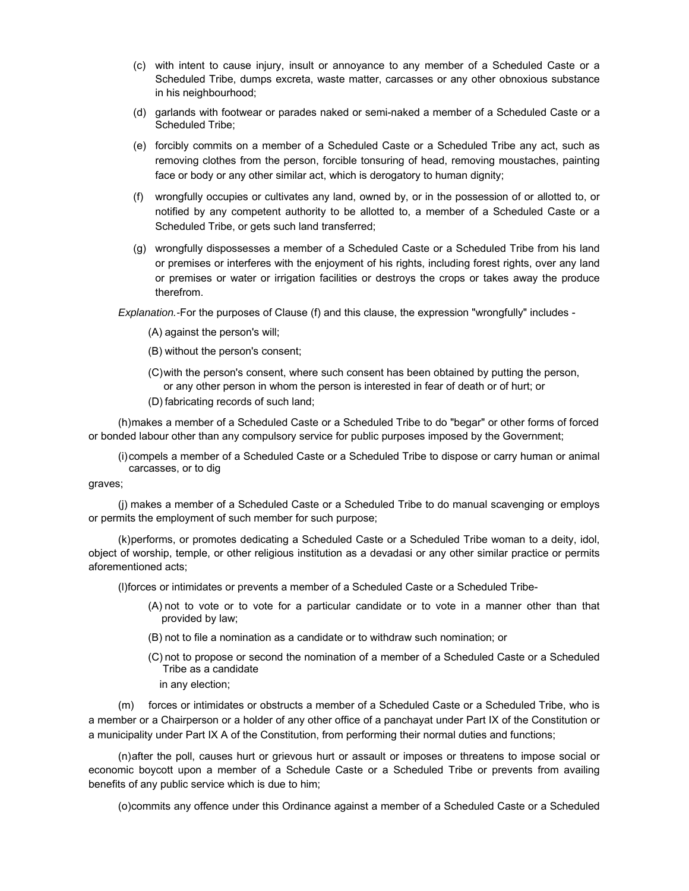(c) with intent to cause injury, insult or annoyance to any member of a Scheduled Caste or a Scheduled Tribe, dumps excreta, waste matter, carcasses or any other obnoxious substance in his neighbourhood;

(d) garlands with footwear or parades naked or semi-naked a member of a Scheduled Caste or a Scheduled Tribe;

(e) forcibly commits on a member of a Scheduled Caste or a Scheduled Tribe any act, such as removing clothes from the person, forcible tonsuring of head, removing moustaches, painting face or body or any other similar act, which is derogatory to human dignity;

(f) wrongfully occupies or cultivates any land, owned by, or in the possession of or allotted to, or notified by any competent authority to be allotted to, a member of a Scheduled Caste or a Scheduled Tribe, or gets such land transferred;

(g) wrongfully dispossesses a member of a Scheduled Caste or a Scheduled Tribe from his land or premises or interferes with the enjoyment of his rights, including forest rights, over any land or premises or water or irrigation facilities or destroys the crops or takes away the produce therefrom.

*Explanation.*-For the purposes of Clause (f) and this clause, the expression "wrongfully" includes -

(A) against the person's will;

(B) without the person's consent;

(C) with the person's consent, where such consent has been obtained by putting the person, or any other person in whom the person is interested in fear of death or of hurt; or

(D) fabricating records of such land;

(h) makes a member of a Scheduled Caste or a Scheduled Tribe to do "begar" or other forms of forced or bonded labour other than any compulsory service for public purposes imposed by the Government;

(i) compels a member of a Scheduled Caste or a Scheduled Tribe to dispose or carry human or animal carcasses, or to dig graves;

(j) makes a member of a Scheduled Caste or a Scheduled Tribe to do manual scavenging or employs or permits the employment of such member for such purpose;

(k) performs, or promotes dedicating a Scheduled Caste or a Scheduled Tribe woman to a deity, idol, object of worship, temple, or other religious institution as a devadasi or any other similar practice or permits aforementioned acts;

(l) forces or intimidates or prevents a member of a Scheduled Caste or a Scheduled Tribe-

(A) not to vote or to vote for a particular candidate or to vote in a manner other than that provided by law;

(B) not to file a nomination as a candidate or to withdraw such nomination; or

(C) not to propose or second the nomination of a member of a Scheduled Caste or a Scheduled Tribe as a candidate

in any election;

(m) forces or intimidates or obstructs a member of a Scheduled Caste or a Scheduled Tribe, who is a member or a Chairperson or a holder of any other office of a panchayat under Part IX of the Constitution or a municipality under Part IX A of the Constitution, from performing their normal duties and functions;

(n) after the poll, causes hurt or grievous hurt or assault or imposes or threatens to impose social or economic boycott upon a member of a Schedule Caste or a Scheduled Tribe or prevents from availing benefits of any public service which is due to him;

(o) commits any offence under this Ordinance against a member of a Scheduled Caste or a Scheduled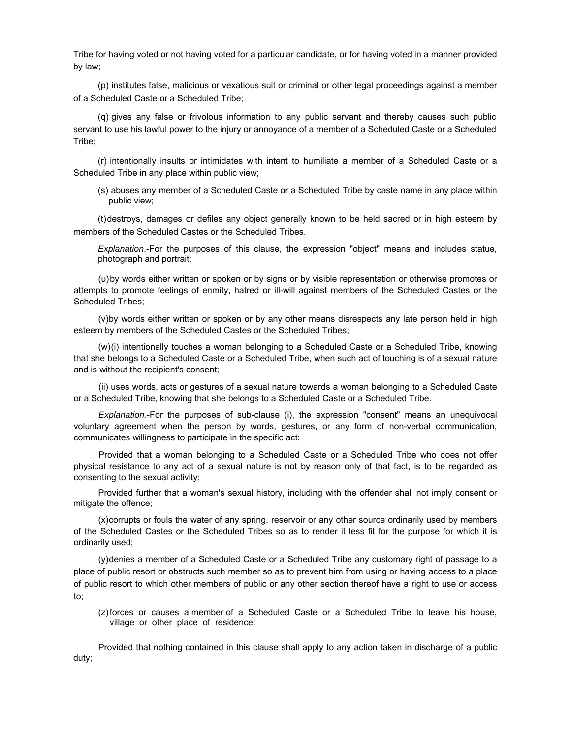Tribe for having voted or not having voted for a particular candidate, or for having voted in a manner provided by law;

(p) institutes false, malicious or vexatious suit or criminal or other legal proceedings against a member of a Scheduled Caste or a Scheduled Tribe;

(q) gives any false or frivolous information to any public servant and thereby causes such public servant to use his lawful power to the injury or annoyance of a member of a Scheduled Caste or a Scheduled Tribe;

(r) intentionally insults or intimidates with intent to humiliate a member of a Scheduled Caste or a Scheduled Tribe in any place within public view;

(s) abuses any member of a Scheduled Caste or a Scheduled Tribe by caste name in any place within public view;

(t) destroys, damages or defiles any object generally known to be held sacred or in high esteem by members of the Scheduled Castes or the Scheduled Tribes.

*Explanation*.-For the purposes of this clause, the expression "object" means and includes statue, photograph and portrait;

(u) by words either written or spoken or by signs or by visible representation or otherwise promotes or attempts to promote feelings of enmity, hatred or ill-will against members of the Scheduled Castes or the Scheduled Tribes;

(v) by words either written or spoken or by any other means disrespects any late person held in high esteem by members of the Scheduled Castes or the Scheduled Tribes;

(w) (i) intentionally touches a woman belonging to a Scheduled Caste or a Scheduled Tribe, knowing that she belongs to a Scheduled Caste or a Scheduled Tribe, when such act of touching is of a sexual nature and is without the recipient's consent;

(ii) uses words, acts or gestures of a sexual nature towards a woman belonging to a Scheduled Caste or a Scheduled Tribe, knowing that she belongs to a Scheduled Caste or a Scheduled Tribe.

*Explanation.*-For the purposes of sub-clause (i), the expression "consent" means an unequivocal voluntary agreement when the person by words, gestures, or any form of non-verbal communication, communicates willingness to participate in the specific act:

Provided that a woman belonging to a Scheduled Caste or a Scheduled Tribe who does not offer physical resistance to any act of a sexual nature is not by reason only of that fact, is to be regarded as consenting to the sexual activity:

Provided further that a woman's sexual history, including with the offender shall not imply consent or mitigate the offence;

(x) corrupts or fouls the water of any spring, reservoir or any other source ordinarily used by members of the Scheduled Castes or the Scheduled Tribes so as to render it less fit for the purpose for which it is ordinarily used;

(y) denies a member of a Scheduled Caste or a Scheduled Tribe any customary right of passage to a place of public resort or obstructs such member so as to prevent him from using or having access to a place of public resort to which other members of public or any other section thereof have a right to use or access to;

(z) forces or causes a member of a Scheduled Caste or a Scheduled Tribe to leave his house, village or other place of residence:

Provided that nothing contained in this clause shall apply to any action taken in discharge of a public duty;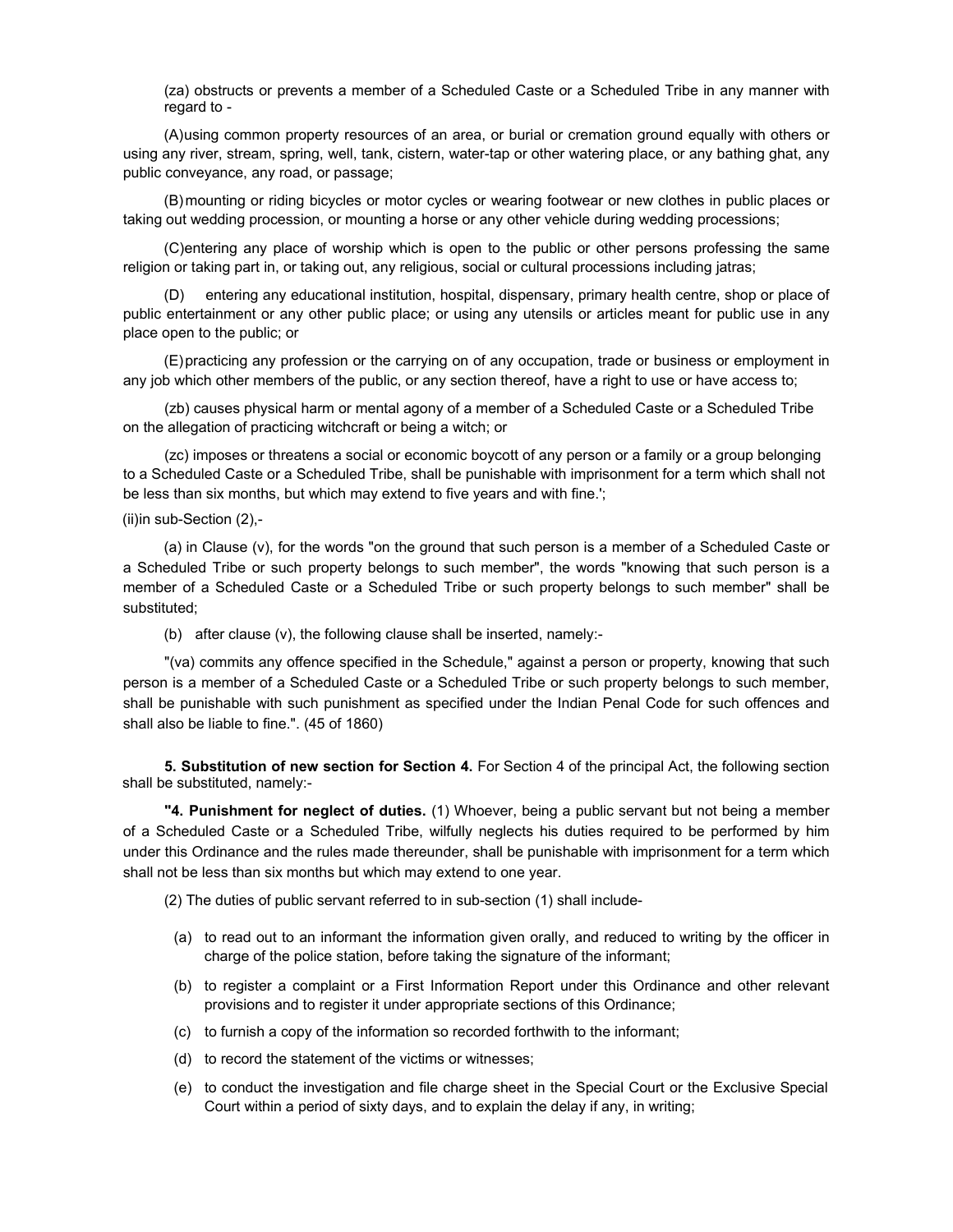(za) obstructs or prevents a member of a Scheduled Caste or a Scheduled Tribe in any manner with regard to -

(A) using common property resources of an area, or burial or cremation ground equally with others or using any river, stream, spring, well, tank, cistern, water-tap or other watering place, or any bathing ghat, any public conveyance, any road, or passage;

(B) mounting or riding bicycles or motor cycles or wearing footwear or new clothes in public places or taking out wedding procession, or mounting a horse or any other vehicle during wedding processions;

(C) entering any place of worship which is open to the public or other persons professing the same religion or taking part in, or taking out, any religious, social or cultural processions including jatras;

(D) entering any educational institution, hospital, dispensary, primary health centre, shop or place of public entertainment or any other public place; or using any utensils or articles meant for public use in any place open to the public; or

(E) practicing any profession or the carrying on of any occupation, trade or business or employment in any job which other members of the public, or any section thereof, have a right to use or have access to;

(zb) causes physical harm or mental agony of a member of a Scheduled Caste or a Scheduled Tribe on the allegation of practicing witchcraft or being a witch; or

(zc) imposes or threatens a social or economic boycott of any person or a family or a group belonging to a Scheduled Caste or a Scheduled Tribe, shall be punishable with imprisonment for a term which shall not be less than six months, but which may extend to five years and with fine.';

(ii) in sub-Section (2),-

(a) in Clause (v), for the words "on the ground that such person is a member of a Scheduled Caste or a Scheduled Tribe or such property belongs to such member", the words "knowing that such person is a member of a Scheduled Caste or a Scheduled Tribe or such property belongs to such member" shall be substituted;

(b) after clause (v), the following clause shall be inserted, namely:-

"(va) commits any offence specified in the Schedule," against a person or property, knowing that such person is a member of a Scheduled Caste or a Scheduled Tribe or such property belongs to such member, shall be punishable with such punishment as specified under the Indian Penal Code for such offences and shall also be liable to fine.". (45 of 1860)

**5. Substitution of new section for Section 4.** For Section 4 of the principal Act, the following section shall be substituted, namely:-

**"4. Punishment for neglect of duties.** (1) Whoever, being a public servant but not being a member of a Scheduled Caste or a Scheduled Tribe, wilfully neglects his duties required to be performed by him under this Ordinance and the rules made thereunder, shall be punishable with imprisonment for a term which shall not be less than six months but which may extend to one year.

(2) The duties of public servant referred to in sub-section (1) shall include-

(a) to read out to an informant the information given orally, and reduced to writing by the officer in charge of the police station, before taking the signature of the informant;

(b) to register a complaint or a First Information Report under this Ordinance and other relevant provisions and to register it under appropriate sections of this Ordinance;

(c) to furnish a copy of the information so recorded forthwith to the informant;

(d) to record the statement of the victims or witnesses;

(e) to conduct the investigation and file charge sheet in the Special Court or the Exclusive Special Court within a period of sixty days, and to explain the delay if any, in writing;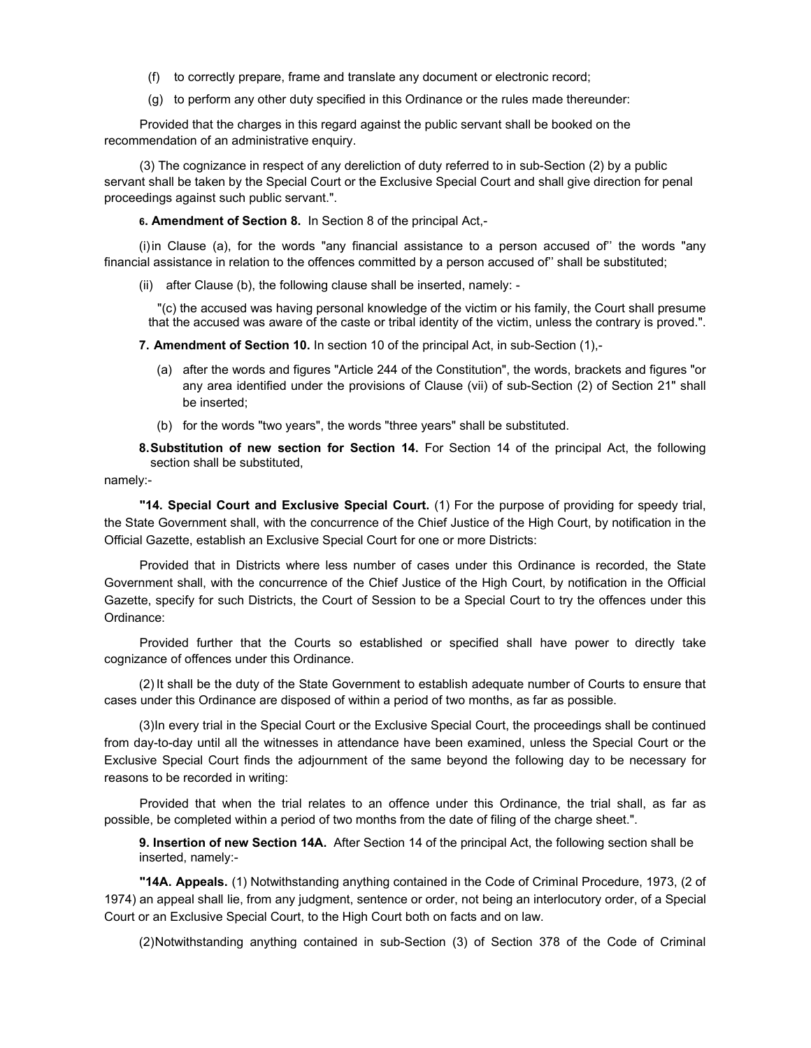(f) to correctly prepare, frame and translate any document or electronic record;

(g) to perform any other duty specified in this Ordinance or the rules made thereunder:

Provided that the charges in this regard against the public servant shall be booked on the recommendation of an administrative enquiry.

(3) The cognizance in respect of any dereliction of duty referred to in sub-Section (2) by a public servant shall be taken by the Special Court or the Exclusive Special Court and shall give direction for penal proceedings against such public servant.".

**6. Amendment of Section 8.** In Section 8 of the principal Act,-

(i) in Clause (a), for the words "any financial assistance to a person accused of'' the words "any financial assistance in relation to the offences committed by a person accused of'' shall be substituted;

(ii) after Clause (b), the following clause shall be inserted, namely: -

"(c) the accused was having personal knowledge of the victim or his family, the Court shall presume that the accused was aware of the caste or tribal identity of the victim, unless the contrary is proved.".

**7. Amendment of Section 10.** In section 10 of the principal Act, in sub-Section (1),-

(a) after the words and figures "Article 244 of the Constitution", the words, brackets and figures "or any area identified under the provisions of Clause (vii) of sub-Section (2) of Section 21" shall be inserted;

(b) for the words "two years", the words "three years" shall be substituted.

**8. Substitution of new section for Section 14.** For Section 14 of the principal Act, the following section shall be substituted,

namely:-

**"14. Special Court and Exclusive Special Court.** (1) For the purpose of providing for speedy trial, the State Government shall, with the concurrence of the Chief Justice of the High Court, by notification in the Official Gazette, establish an Exclusive Special Court for one or more Districts:

Provided that in Districts where less number of cases under this Ordinance is recorded, the State Government shall, with the concurrence of the Chief Justice of the High Court, by notification in the Official Gazette, specify for such Districts, the Court of Session to be a Special Court to try the offences under this Ordinance:

Provided further that the Courts so established or specified shall have power to directly take cognizance of offences under this Ordinance.

(2) It shall be the duty of the State Government to establish adequate number of Courts to ensure that cases under this Ordinance are disposed of within a period of two months, as far as possible.

(3) In every trial in the Special Court or the Exclusive Special Court, the proceedings shall be continued from day-to-day until all the witnesses in attendance have been examined, unless the Special Court or the Exclusive Special Court finds the adjournment of the same beyond the following day to be necessary for reasons to be recorded in writing:

Provided that when the trial relates to an offence under this Ordinance, the trial shall, as far as possible, be completed within a period of two months from the date of filing of the charge sheet.".

**9. Insertion of new Section 14A.** After Section 14 of the principal Act, the following section shall be inserted, namely:-

**"14A. Appeals.** (1) Notwithstanding anything contained in the Code of Criminal Procedure, 1973, (2 of 1974) an appeal shall lie, from any judgment, sentence or order, not being an interlocutory order, of a Special Court or an Exclusive Special Court, to the High Court both on facts and on law.

(2) Notwithstanding anything contained in sub-Section (3) of Section 378 of the Code of Criminal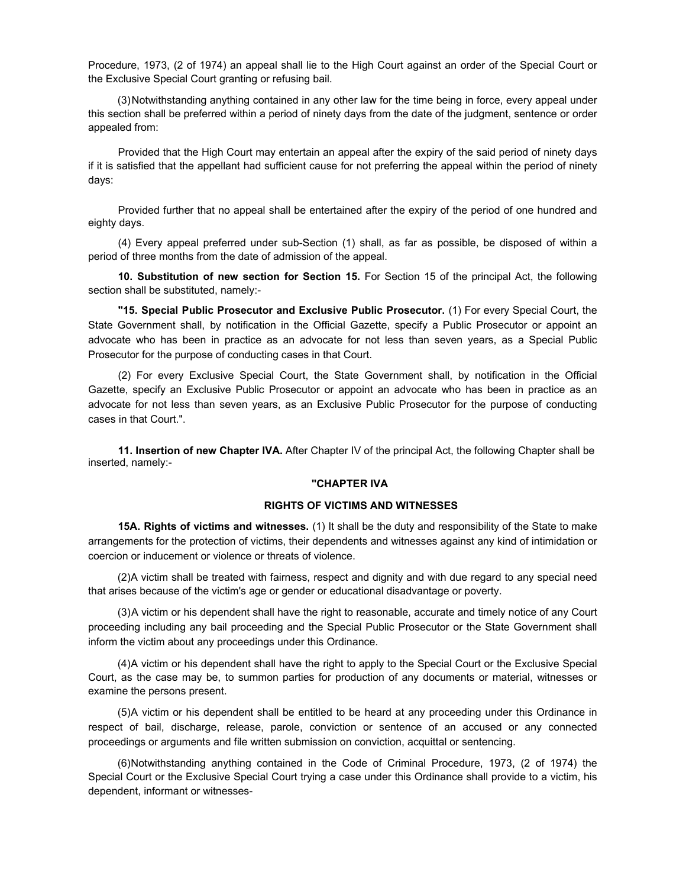Procedure, 1973, (2 of 1974) an appeal shall lie to the High Court against an order of the Special Court or the Exclusive Special Court granting or refusing bail.

(3) Notwithstanding anything contained in any other law for the time being in force, every appeal under this section shall be preferred within a period of ninety days from the date of the judgment, sentence or order appealed from:

Provided that the High Court may entertain an appeal after the expiry of the said period of ninety days if it is satisfied that the appellant had sufficient cause for not preferring the appeal within the period of ninety days:

Provided further that no appeal shall be entertained after the expiry of the period of one hundred and eighty days.

(4) Every appeal preferred under sub-Section (1) shall, as far as possible, be disposed of within a period of three months from the date of admission of the appeal.

**10. Substitution of new section for Section 15.** For Section 15 of the principal Act, the following section shall be substituted, namely:-

**"15. Special Public Prosecutor and Exclusive Public Prosecutor.** (1) For every Special Court, the State Government shall, by notification in the Official Gazette, specify a Public Prosecutor or appoint an advocate who has been in practice as an advocate for not less than seven years, as a Special Public Prosecutor for the purpose of conducting cases in that Court.

(2) For every Exclusive Special Court, the State Government shall, by notification in the Official Gazette, specify an Exclusive Public Prosecutor or appoint an advocate who has been in practice as an advocate for not less than seven years, as an Exclusive Public Prosecutor for the purpose of conducting cases in that Court.".

**11. Insertion of new Chapter IVA.** After Chapter IV of the principal Act, the following Chapter shall be inserted, namely:-

**"CHAPTER IVA**

**RIGHTS OF VICTIMS AND WITNESSES**

**15A. Rights of victims and witnesses.** (1) It shall be the duty and responsibility of the State to make arrangements for the protection of victims, their dependents and witnesses against any kind of intimidation or coercion or inducement or violence or threats of violence.

(2) A victim shall be treated with fairness, respect and dignity and with due regard to any special need that arises because of the victim's age or gender or educational disadvantage or poverty.

(3) A victim or his dependent shall have the right to reasonable, accurate and timely notice of any Court proceeding including any bail proceeding and the Special Public Prosecutor or the State Government shall inform the victim about any proceedings under this Ordinance.

(4) A victim or his dependent shall have the right to apply to the Special Court or the Exclusive Special Court, as the case may be, to summon parties for production of any documents or material, witnesses or examine the persons present.

(5) A victim or his dependent shall be entitled to be heard at any proceeding under this Ordinance in respect of bail, discharge, release, parole, conviction or sentence of an accused or any connected proceedings or arguments and file written submission on conviction, acquittal or sentencing.

(6) Notwithstanding anything contained in the Code of Criminal Procedure, 1973, (2 of 1974) the Special Court or the Exclusive Special Court trying a case under this Ordinance shall provide to a victim, his dependent, informant or witnesses-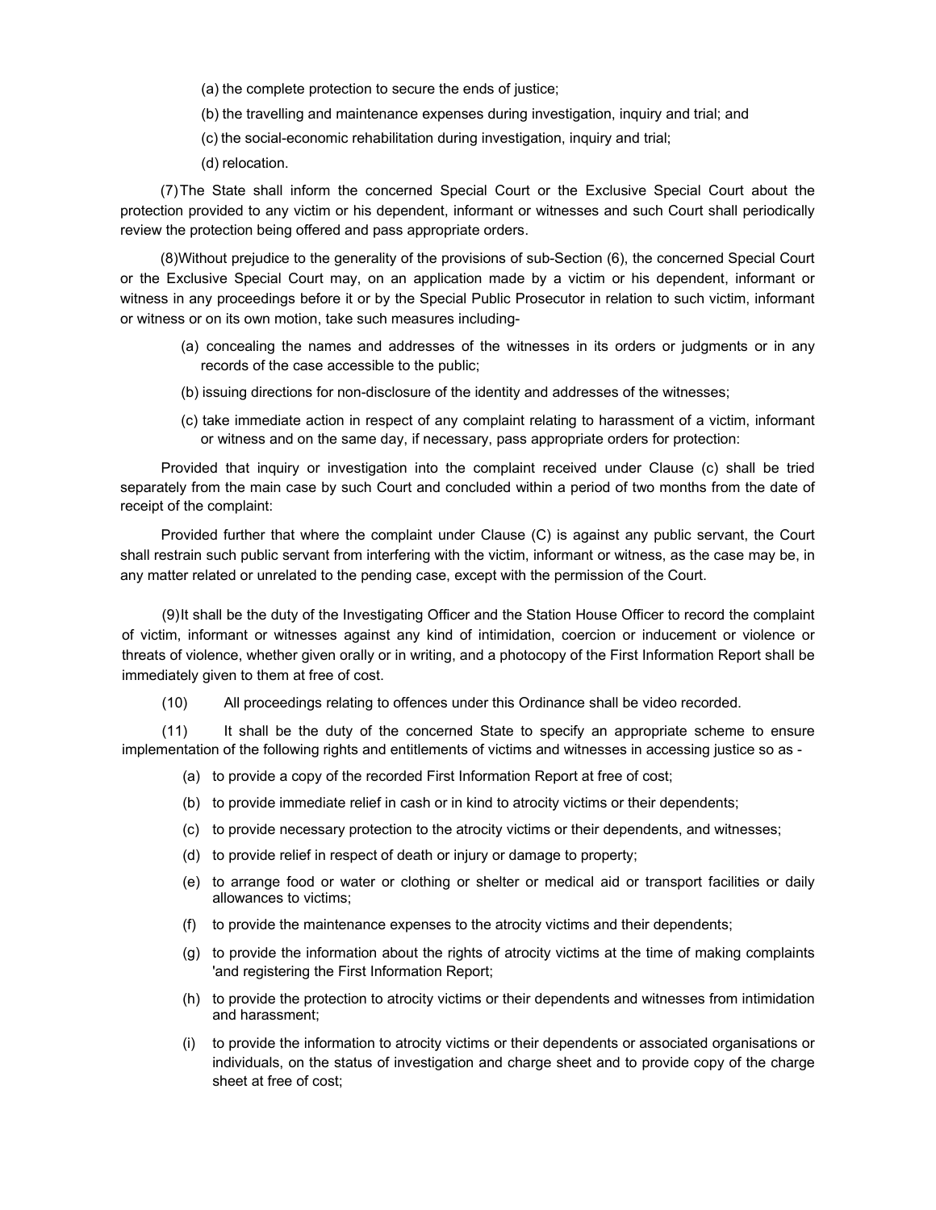(a) the complete protection to secure the ends of justice;

(b) the travelling and maintenance expenses during investigation, inquiry and trial; and

(c) the social-economic rehabilitation during investigation, inquiry and trial;

(d) relocation.

(7) The State shall inform the concerned Special Court or the Exclusive Special Court about the protection provided to any victim or his dependent, informant or witnesses and such Court shall periodically review the protection being offered and pass appropriate orders.

(8) Without prejudice to the generality of the provisions of sub-Section (6), the concerned Special Court or the Exclusive Special Court may, on an application made by a victim or his dependent, informant or witness in any proceedings before it or by the Special Public Prosecutor in relation to such victim, informant or witness or on its own motion, take such measures including-

(a) concealing the names and addresses of the witnesses in its orders or judgments or in any records of the case accessible to the public;

(b) issuing directions for non-disclosure of the identity and addresses of the witnesses;

(c) take immediate action in respect of any complaint relating to harassment of a victim, informant or witness and on the same day, if necessary, pass appropriate orders for protection:

Provided that inquiry or investigation into the complaint received under Clause (c) shall be tried separately from the main case by such Court and concluded within a period of two months from the date of receipt of the complaint:

Provided further that where the complaint under Clause (C) is against any public servant, the Court shall restrain such public servant from interfering with the victim, informant or witness, as the case may be, in any matter related or unrelated to the pending case, except with the permission of the Court.

(9) It shall be the duty of the Investigating Officer and the Station House Officer to record the complaint of victim, informant or witnesses against any kind of intimidation, coercion or inducement or violence or threats of violence, whether given orally or in writing, and a photocopy of the First Information Report shall be immediately given to them at free of cost.

(10) All proceedings relating to offences under this Ordinance shall be video recorded.

(11) It shall be the duty of the concerned State to specify an appropriate scheme to ensure implementation of the following rights and entitlements of victims and witnesses in accessing justice so as -

(a) to provide a copy of the recorded First Information Report at free of cost;

(b) to provide immediate relief in cash or in kind to atrocity victims or their dependents;

(c) to provide necessary protection to the atrocity victims or their dependents, and witnesses;

(d) to provide relief in respect of death or injury or damage to property;

(e) to arrange food or water or clothing or shelter or medical aid or transport facilities or daily allowances to victims;

(f) to provide the maintenance expenses to the atrocity victims and their dependents;

(g) to provide the information about the rights of atrocity victims at the time of making complaints 'and registering the First Information Report;

(h) to provide the protection to atrocity victims or their dependents and witnesses from intimidation and harassment;

(i) to provide the information to atrocity victims or their dependents or associated organisations or individuals, on the status of investigation and charge sheet and to provide copy of the charge sheet at free of cost;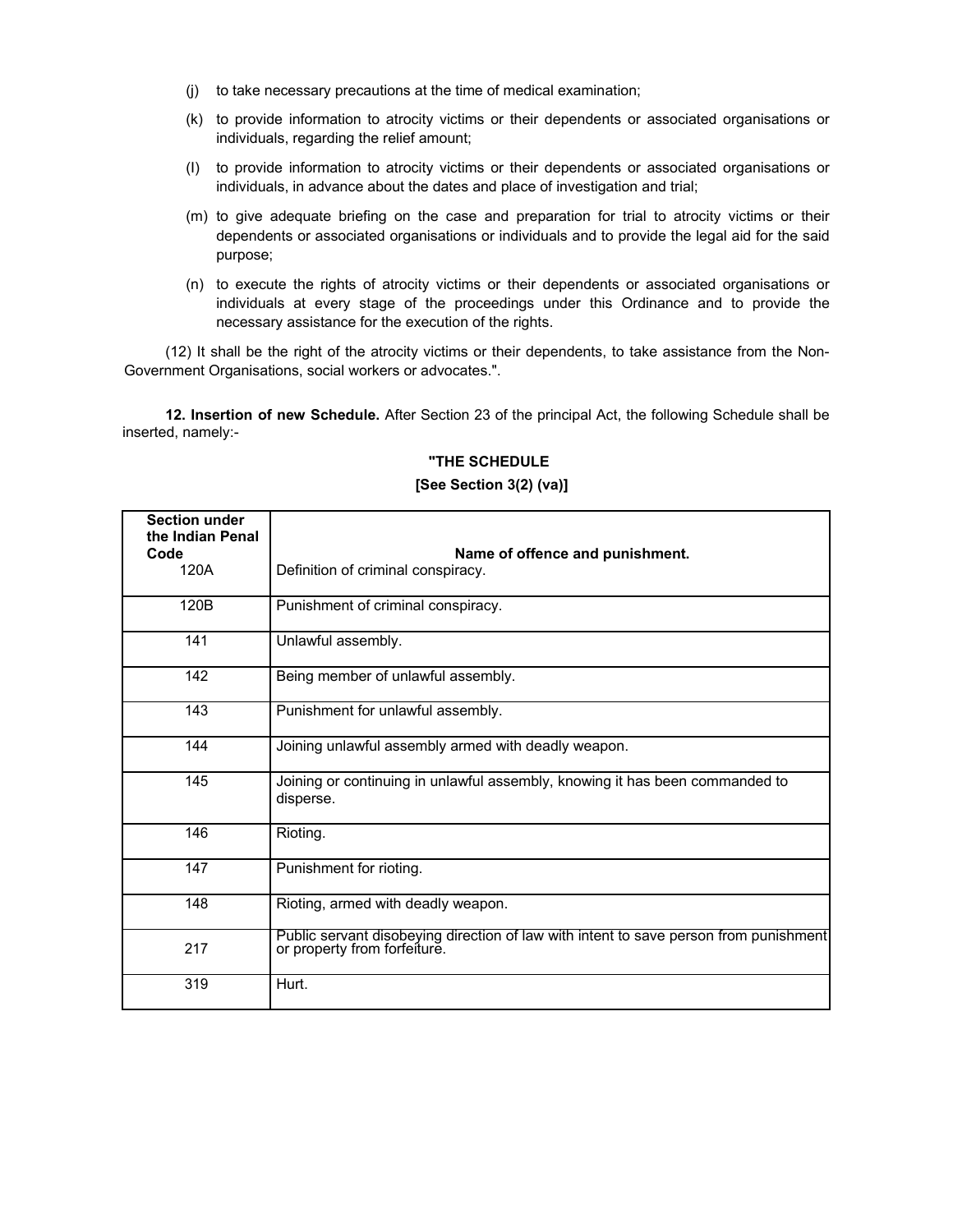(j) to take necessary precautions at the time of medical examination;

(k) to provide information to atrocity victims or their dependents or associated organisations or individuals, regarding the relief amount;

(l) to provide information to atrocity victims or their dependents or associated organisations or individuals, in advance about the dates and place of investigation and trial;

(m) to give adequate briefing on the case and preparation for trial to atrocity victims or their dependents or associated organisations or individuals and to provide the legal aid for the said purpose;

(n) to execute the rights of atrocity victims or their dependents or associated organisations or individuals at every stage of the proceedings under this Ordinance and to provide the necessary assistance for the execution of the rights.

(12) It shall be the right of the atrocity victims or their dependents, to take assistance from the Non-Government Organisations, social workers or advocates.".

**12. Insertion of new Schedule.** After Section 23 of the principal Act, the following Schedule shall be inserted, namely:-

**"THE SCHEDULE**

**[See Section 3(2) (va)]**

| **Section under the Indian Penal Code** | **Name of offence and punishment.** |
|---|---|
| 120A | Definition of criminal conspiracy. |
| 120B | Punishment of criminal conspiracy. |
| 141 | Unlawful assembly. |
| 142 | Being member of unlawful assembly. |
| 143 | Punishment for unlawful assembly. |
| 144 | Joining unlawful assembly armed with deadly weapon. |
| 145 | Joining or continuing in unlawful assembly, knowing it has been commanded to disperse. |
| 146 | Rioting. |
| 147 | Punishment for rioting. |
| 148 | Rioting, armed with deadly weapon. |
| 217 | Public servant disobeying direction of law with intent to save person from punishment or property from forfeiture. |
| 319 | Hurt. |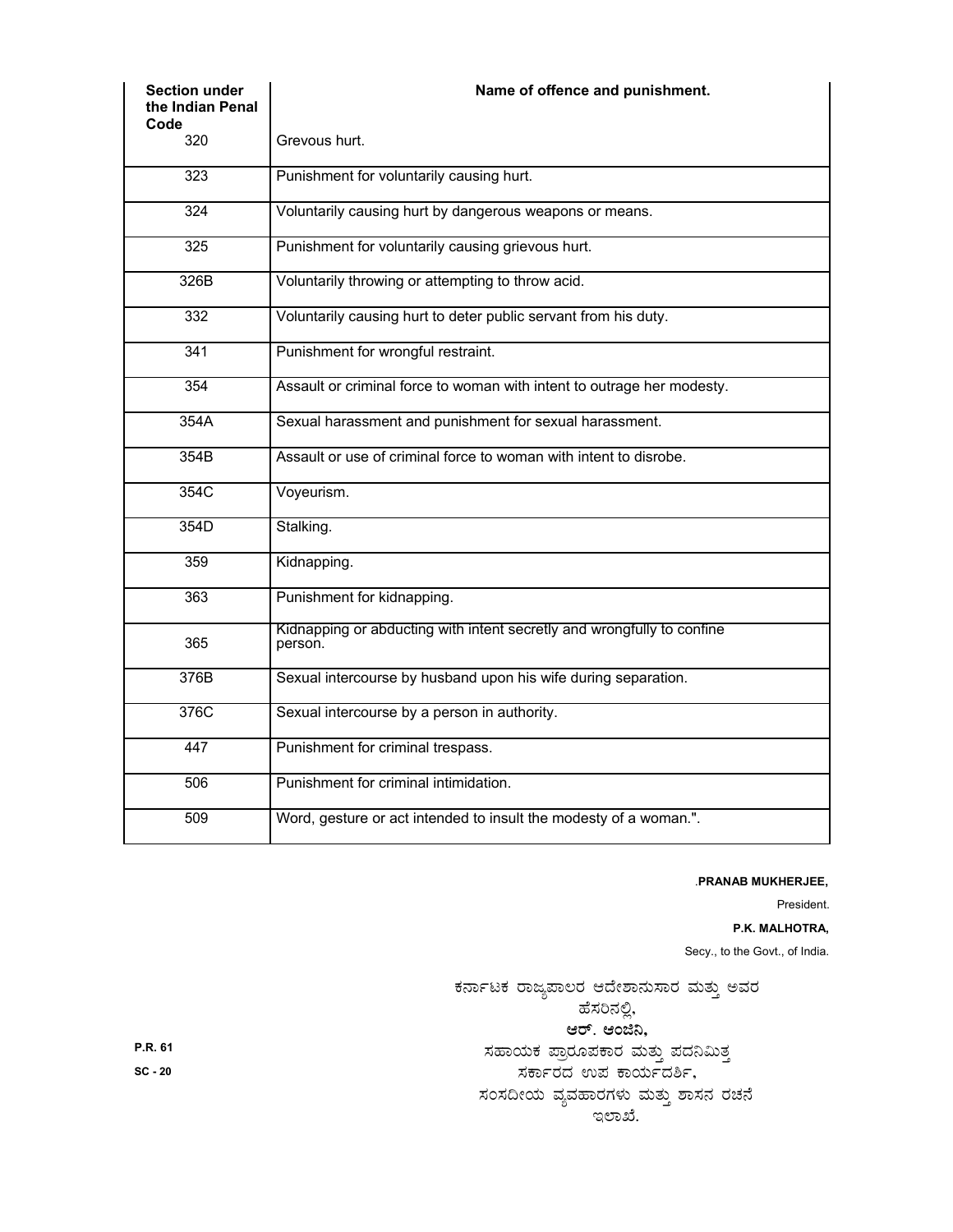| Section under the Indian Penal Code | Name of offence and punishment. |
|---|---|
| 320 | Grevous hurt. |
| 323 | Punishment for voluntarily causing hurt. |
| 324 | Voluntarily causing hurt by dangerous weapons or means. |
| 325 | Punishment for voluntarily causing grievous hurt. |
| 326B | Voluntarily throwing or attempting to throw acid. |
| 332 | Voluntarily causing hurt to deter public servant from his duty. |
| 341 | Punishment for wrongful restraint. |
| 354 | Assault or criminal force to woman with intent to outrage her modesty. |
| 354A | Sexual harassment and punishment for sexual harassment. |
| 354B | Assault or use of criminal force to woman with intent to disrobe. |
| 354C | Voyeurism. |
| 354D | Stalking. |
| 359 | Kidnapping. |
| 363 | Punishment for kidnapping. |
| 365 | Kidnapping or abducting with intent secretly and wrongfully to confine person. |
| 376B | Sexual intercourse by husband upon his wife during separation. |
| 376C | Sexual intercourse by a person in authority. |
| 447 | Punishment for criminal trespass. |
| 506 | Punishment for criminal intimidation. |
| 509 | Word, gesture or act intended to insult the modesty of a woman.". |

.**PRANAB MUKHERJEE,**

President.

**P.K. MALHOTRA,**

Secy., to the Govt., of India.

ಕರ್ನಾಟಕ ರಾಜ್ಯಪಾಲರ ಆದೇಶಾನುಸಾರ ಮತ್ತು ಅವರ ಹೆಸರಿನಲ್ಲಿ,

**ಆರ್. ಆಂಜಿನಿ,**

ಸಹಾಯಕ ಪ್ರಾರೂಪಕಾರ ಮತ್ತು ಪದನಿಮಿತ್ತ ಸರ್ಕಾರದ ಉಪ ಕಾರ್ಯದರ್ಶಿ,

ಸಂಸದೀಯ ವ್ಯವಹಾರಗಳು ಮತ್ತು ಶಾಸನ ರಚನೆ ಇಲಾಖೆ.

P.R. 61

SC - 20